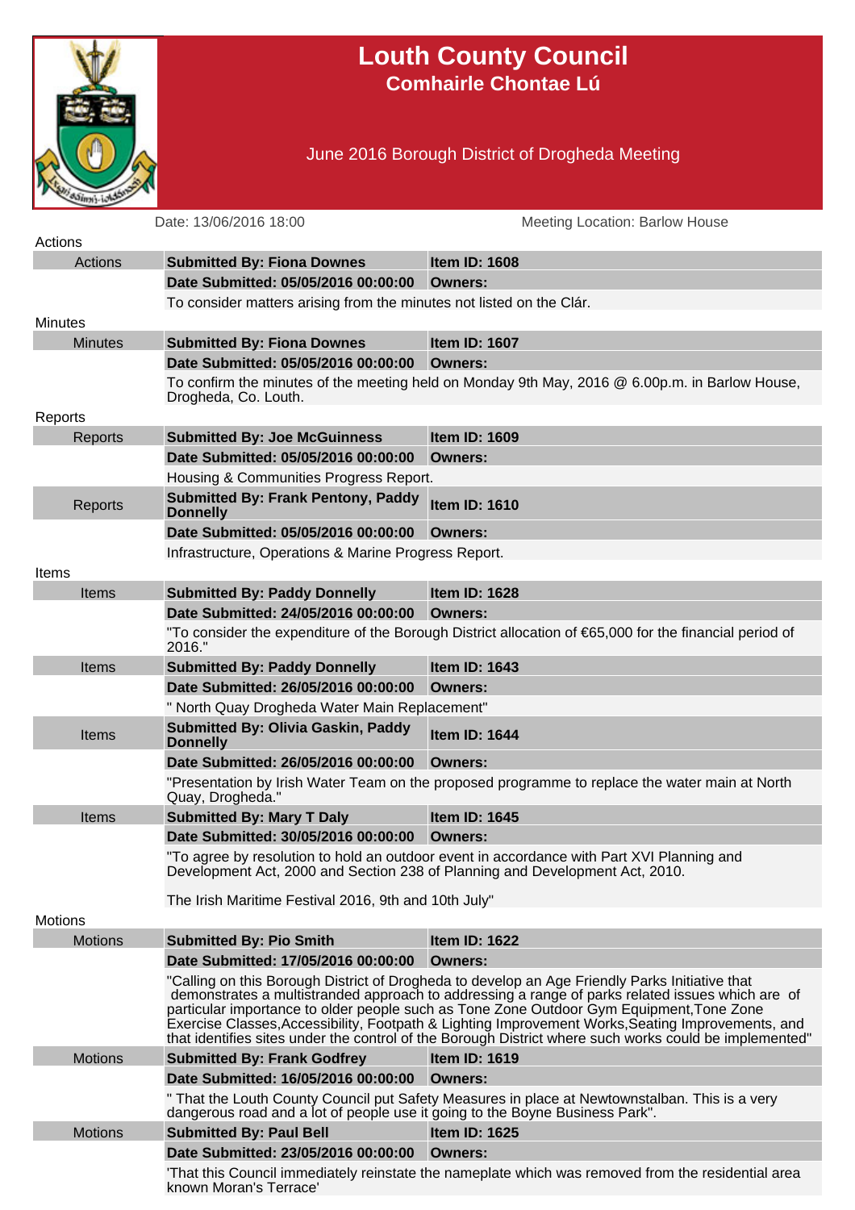# Louth County Council

## Comhairle Chontae Lú

### June 2016 Borough District of Drogheda Meeting

Date: 13/06/2016 18:00

Meeting Location: Barlow House

## Actions

| | | |
|---|---|---|
| Actions | **Submitted By: Fiona Downes** | **Item ID: 1608** |
| | **Date Submitted: 05/05/2016 00:00:00** | **Owners:** |
| | To consider matters arising from the minutes not listed on the Clár. | |

## Minutes

| | | |
|---|---|---|
| Minutes | **Submitted By: Fiona Downes** | **Item ID: 1607** |
| | **Date Submitted: 05/05/2016 00:00:00** | **Owners:** |
| | To confirm the minutes of the meeting held on Monday 9th May, 2016 @ 6.00p.m. in Barlow House, Drogheda, Co. Louth. | |

## Reports

| | | |
|---|---|---|
| Reports | **Submitted By: Joe McGuinness** | **Item ID: 1609** |
| | **Date Submitted: 05/05/2016 00:00:00** | **Owners:** |
| | Housing & Communities Progress Report. | |
| Reports | **Submitted By: Frank Pentony, Paddy Donnelly** | **Item ID: 1610** |
| | **Date Submitted: 05/05/2016 00:00:00** | **Owners:** |
| | Infrastructure, Operations & Marine Progress Report. | |

## Items

| | | |
|---|---|---|
| Items | **Submitted By: Paddy Donnelly** | **Item ID: 1628** |
| | **Date Submitted: 24/05/2016 00:00:00** | **Owners:** |
| | "To consider the expenditure of the Borough District allocation of €65,000 for the financial period of 2016." | |
| Items | **Submitted By: Paddy Donnelly** | **Item ID: 1643** |
| | **Date Submitted: 26/05/2016 00:00:00** | **Owners:** |
| | " North Quay Drogheda Water Main Replacement" | |
| Items | **Submitted By: Olivia Gaskin, Paddy Donnelly** | **Item ID: 1644** |
| | **Date Submitted: 26/05/2016 00:00:00** | **Owners:** |
| | "Presentation by Irish Water Team on the proposed programme to replace the water main at North Quay, Drogheda." | |
| Items | **Submitted By: Mary T Daly** | **Item ID: 1645** |
| | **Date Submitted: 30/05/2016 00:00:00** | **Owners:** |
| | "To agree by resolution to hold an outdoor event in accordance with Part XVI Planning and Development Act, 2000 and Section 238 of Planning and Development Act, 2010. The Irish Maritime Festival 2016, 9th and 10th July" | |

## Motions

| | | |
|---|---|---|
| Motions | **Submitted By: Pio Smith** | **Item ID: 1622** |
| | **Date Submitted: 17/05/2016 00:00:00** | **Owners:** |
| | "Calling on this Borough District of Drogheda to develop an Age Friendly Parks Initiative that demonstrates a multistranded approach to addressing a range of parks related issues which are of particular importance to older people such as Tone Zone Outdoor Gym Equipment,Tone Zone Exercise Classes,Accessibility, Footpath & Lighting Improvement Works,Seating Improvements, and that identifies sites under the control of the Borough District where such works could be implemented" | |
| Motions | **Submitted By: Frank Godfrey** | **Item ID: 1619** |
| | **Date Submitted: 16/05/2016 00:00:00** | **Owners:** |
| | " That the Louth County Council put Safety Measures in place at Newtownstalban. This is a very dangerous road and a lot of people use it going to the Boyne Business Park". | |
| Motions | **Submitted By: Paul Bell** | **Item ID: 1625** |
| | **Date Submitted: 23/05/2016 00:00:00** | **Owners:** |
| | 'That this Council immediately reinstate the nameplate which was removed from the residential area known Moran's Terrace' | |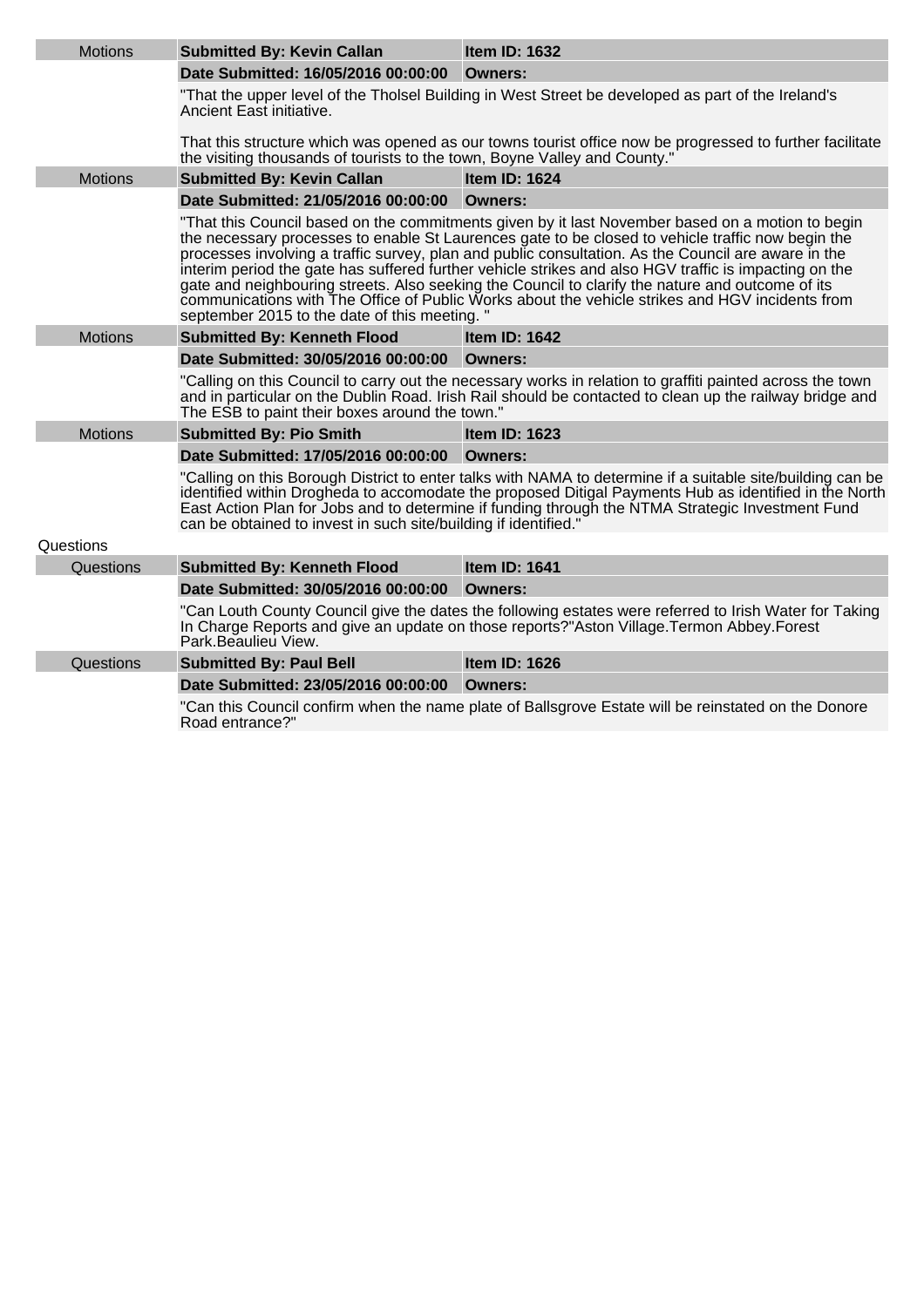| | | |
|---|---|---|
| Motions | **Submitted By: Kevin Callan** | **Item ID: 1632** |
| | **Date Submitted: 16/05/2016 00:00:00** | **Owners:** |
| | "That the upper level of the Tholsel Building in West Street be developed as part of the Ireland's Ancient East initiative.<br><br>That this structure which was opened as our towns tourist office now be progressed to further facilitate the visiting thousands of tourists to the town, Boyne Valley and County." | |
| Motions | **Submitted By: Kevin Callan** | **Item ID: 1624** |
| | **Date Submitted: 21/05/2016 00:00:00** | **Owners:** |
| | "That this Council based on the commitments given by it last November based on a motion to begin the necessary processes to enable St Laurences gate to be closed to vehicle traffic now begin the processes involving a traffic survey, plan and public consultation. As the Council are aware in the interim period the gate has suffered further vehicle strikes and also HGV traffic is impacting on the gate and neighbouring streets. Also seeking the Council to clarify the nature and outcome of its communications with The Office of Public Works about the vehicle strikes and HGV incidents from september 2015 to the date of this meeting. " | |
| Motions | **Submitted By: Kenneth Flood** | **Item ID: 1642** |
| | **Date Submitted: 30/05/2016 00:00:00** | **Owners:** |
| | "Calling on this Council to carry out the necessary works in relation to graffiti painted across the town and in particular on the Dublin Road. Irish Rail should be contacted to clean up the railway bridge and The ESB to paint their boxes around the town." | |
| Motions | **Submitted By: Pio Smith** | **Item ID: 1623** |
| | **Date Submitted: 17/05/2016 00:00:00** | **Owners:** |
| | "Calling on this Borough District to enter talks with NAMA to determine if a suitable site/building can be identified within Drogheda to accomodate the proposed Ditigal Payments Hub as identified in the North East Action Plan for Jobs and to determine if funding through the NTMA Strategic Investment Fund can be obtained to invest in such site/building if identified." | |

Questions

| | | |
|---|---|---|
| Questions | **Submitted By: Kenneth Flood** | **Item ID: 1641** |
| | **Date Submitted: 30/05/2016 00:00:00** | **Owners:** |
| | "Can Louth County Council give the dates the following estates were referred to Irish Water for Taking In Charge Reports and give an update on those reports?"Aston Village.Termon Abbey.Forest Park.Beaulieu View. | |
| Questions | **Submitted By: Paul Bell** | **Item ID: 1626** |
| | **Date Submitted: 23/05/2016 00:00:00** | **Owners:** |
| | "Can this Council confirm when the name plate of Ballsgrove Estate will be reinstated on the Donore Road entrance?" | |